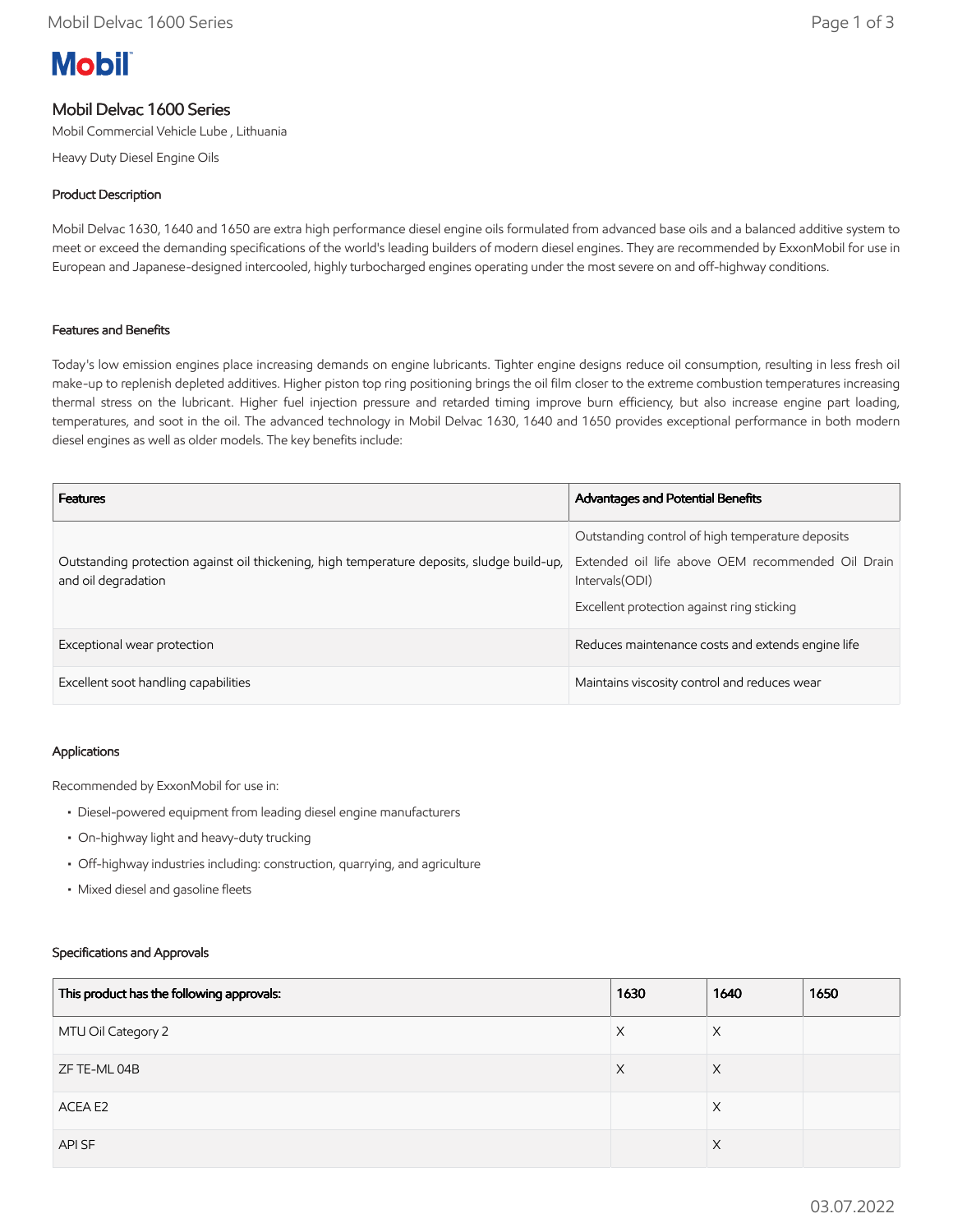Mobil

# Mobil Delvac 1600 Series

Mobil Commercial Vehicle Lube , Lithuania

Heavy Duty Diesel Engine Oils

## Product Description

Mobil Delvac 1630, 1640 and 1650 are extra high performance diesel engine oils formulated from advanced base oils and a balanced additive system to meet or exceed the demanding specifications of the world's leading builders of modern diesel engines. They are recommended by ExxonMobil for use in European and Japanese-designed intercooled, highly turbocharged engines operating under the most severe on and off-highway conditions.

## Features and Benefits

Today's low emission engines place increasing demands on engine lubricants. Tighter engine designs reduce oil consumption, resulting in less fresh oil make-up to replenish depleted additives. Higher piston top ring positioning brings the oil film closer to the extreme combustion temperatures increasing thermal stress on the lubricant. Higher fuel injection pressure and retarded timing improve burn efficiency, but also increase engine part loading, temperatures, and soot in the oil. The advanced technology in Mobil Delvac 1630, 1640 and 1650 provides exceptional performance in both modern diesel engines as well as older models. The key benefits include:

| Features | Advantages and Potential Benefits |
|---|---|
| Outstanding protection against oil thickening, high temperature deposits, sludge build-up, and oil degradation | Outstanding control of high temperature deposits<br>Extended oil life above OEM recommended Oil Drain Intervals(ODI)<br>Excellent protection against ring sticking |
| Exceptional wear protection | Reduces maintenance costs and extends engine life |
| Excellent soot handling capabilities | Maintains viscosity control and reduces wear |

## Applications

Recommended by ExxonMobil for use in:

- Diesel-powered equipment from leading diesel engine manufacturers
- On-highway light and heavy-duty trucking
- Off-highway industries including: construction, quarrying, and agriculture
- Mixed diesel and gasoline fleets

## Specifications and Approvals

| This product has the following approvals: | 1630 | 1640 | 1650 |
|---|---|---|---|
| MTU Oil Category 2 | X | X | |
| ZF TE-ML 04B | X | X | |
| ACEA E2 | | X | |
| API SF | | X | |

03.07.2022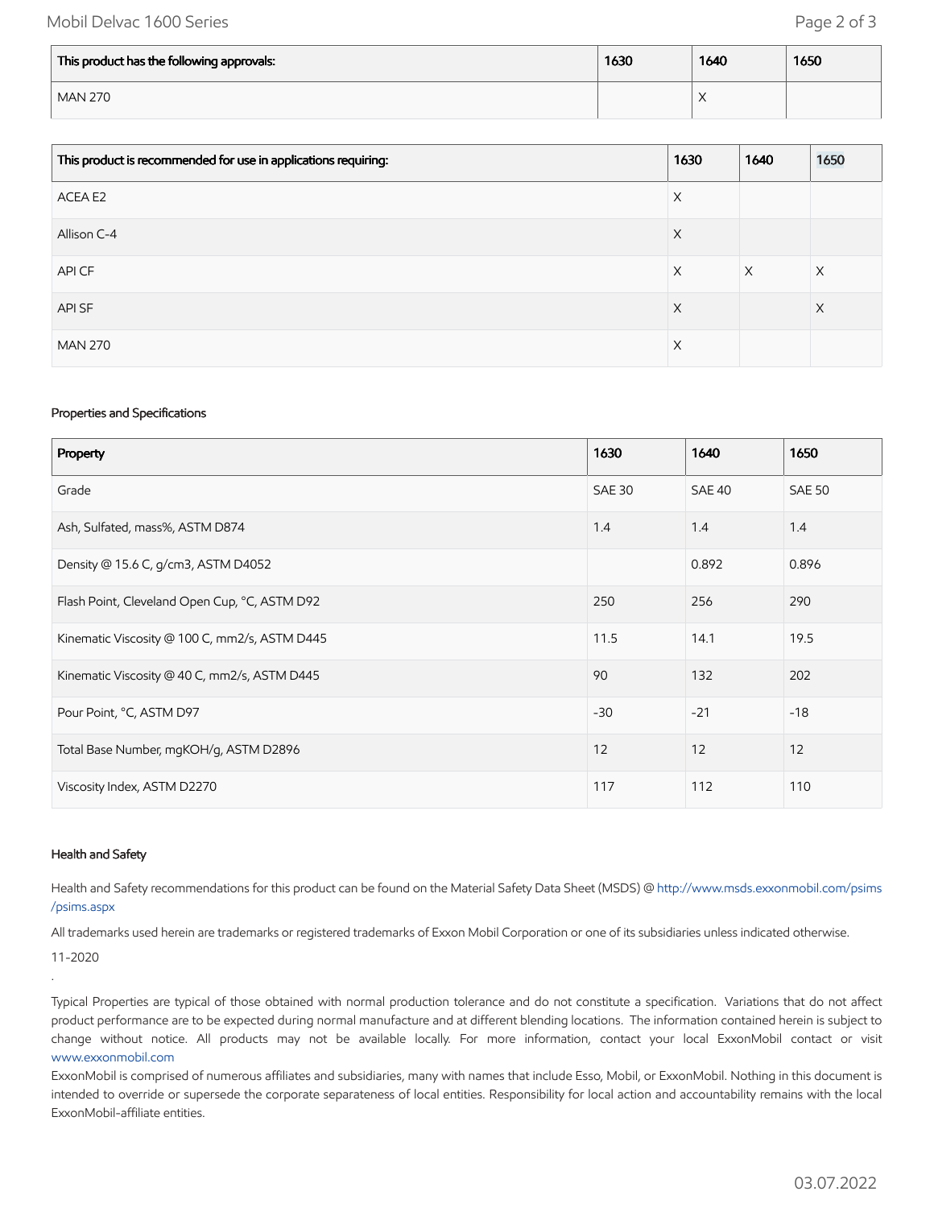| This product has the following approvals: | 1630 | 1640 | 1650 |
|---|---|---|---|
| MAN 270 | | X | |

| This product is recommended for use in applications requiring: | 1630 | 1640 | 1650 |
|---|---|---|---|
| ACEA E2 | X | | |
| Allison C-4 | X | | |
| API CF | X | X | X |
| API SF | X | | X |
| MAN 270 | X | | |

### Properties and Specifications

| Property | 1630 | 1640 | 1650 |
|---|---|---|---|
| Grade | SAE 30 | SAE 40 | SAE 50 |
| Ash, Sulfated, mass%, ASTM D874 | 1.4 | 1.4 | 1.4 |
| Density @ 15.6 C, g/cm3, ASTM D4052 | | 0.892 | 0.896 |
| Flash Point, Cleveland Open Cup, °C, ASTM D92 | 250 | 256 | 290 |
| Kinematic Viscosity @ 100 C, mm2/s, ASTM D445 | 11.5 | 14.1 | 19.5 |
| Kinematic Viscosity @ 40 C, mm2/s, ASTM D445 | 90 | 132 | 202 |
| Pour Point, °C, ASTM D97 | -30 | -21 | -18 |
| Total Base Number, mgKOH/g, ASTM D2896 | 12 | 12 | 12 |
| Viscosity Index, ASTM D2270 | 117 | 112 | 110 |

### Health and Safety

Health and Safety recommendations for this product can be found on the Material Safety Data Sheet (MSDS) @ http://www.msds.exxonmobil.com/psims/psims.aspx

All trademarks used herein are trademarks or registered trademarks of Exxon Mobil Corporation or one of its subsidiaries unless indicated otherwise.

11-2020

.

Typical Properties are typical of those obtained with normal production tolerance and do not constitute a specification. Variations that do not affect product performance are to be expected during normal manufacture and at different blending locations. The information contained herein is subject to change without notice. All products may not be available locally. For more information, contact your local ExxonMobil contact or visit www.exxonmobil.com

ExxonMobil is comprised of numerous affiliates and subsidiaries, many with names that include Esso, Mobil, or ExxonMobil. Nothing in this document is intended to override or supersede the corporate separateness of local entities. Responsibility for local action and accountability remains with the local ExxonMobil-affiliate entities.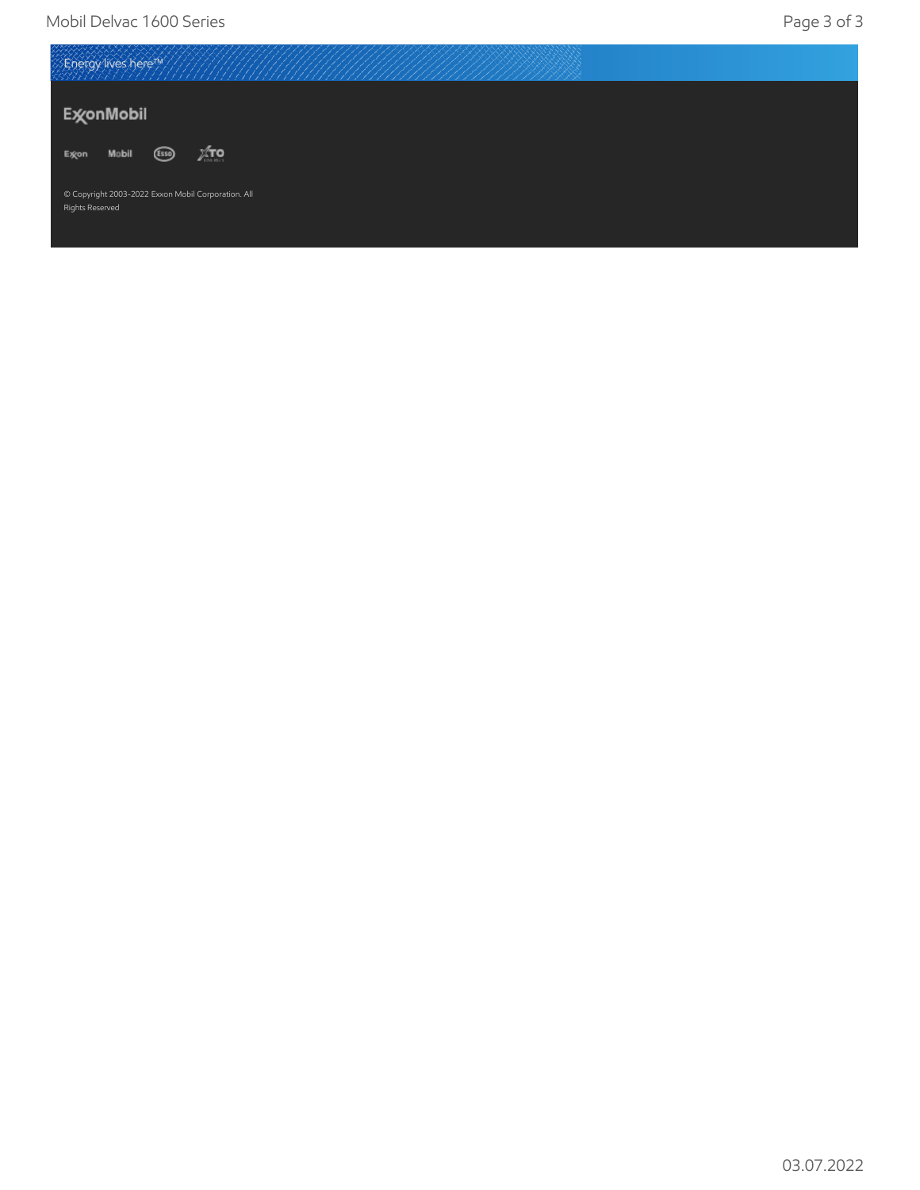Energy lives here™

ExxonMobil

Exxon Mobil Esso XTO

© Copyright 2003-2022 Exxon Mobil Corporation. All Rights Reserved